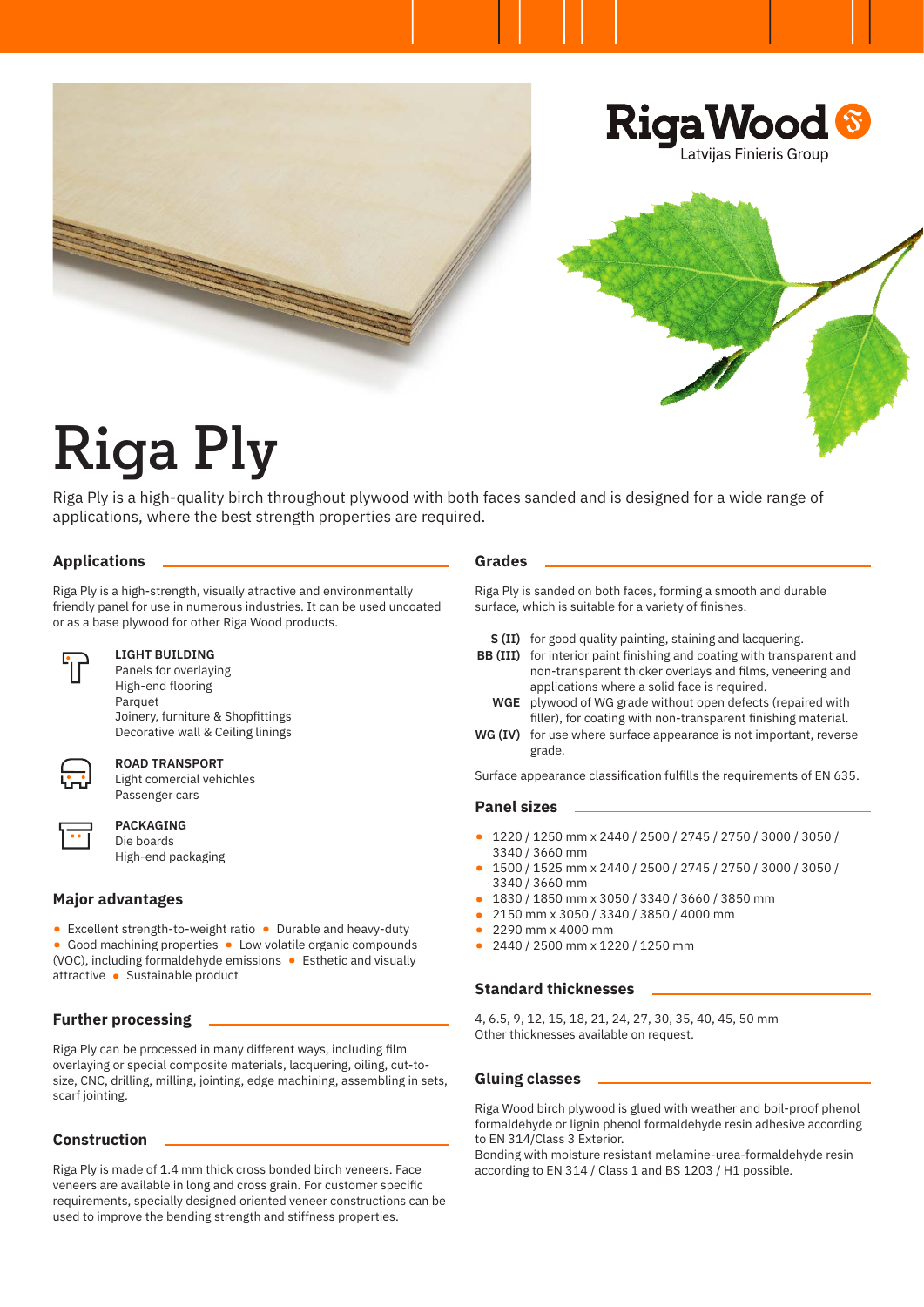RigaWood
Latvijas Finieris Group

# Riga Ply

Riga Ply is a high-quality birch throughout plywood with both faces sanded and is designed for a wide range of applications, where the best strength properties are required.

## Applications

Riga Ply is a high-strength, visually attractive and environmentally friendly panel for use in numerous industries. It can be used uncoated or as a base plywood for other Riga Wood products.

**LIGHT BUILDING**
Panels for overlaying
High-end flooring
Parquet
Joinery, furniture & Shopfittings
Decorative wall & Ceiling linings

**ROAD TRANSPORT**
Light comercial vehiclhes
Passenger cars

**PACKAGING**
Die boards
High-end packaging

## Major advantages

- Excellent strength-to-weight ratio
- Durable and heavy-duty
- Good machining properties
- Low volatile organic compounds (VOC), including formaldehyde emissions
- Esthetic and visually attractive
- Sustainable product

## Further processing

Riga Ply can be processed in many different ways, including film overlaying or special composite materials, lacquering, oiling, cut-to-size, CNC, drilling, milling, jointing, edge machining, assembling in sets, scarf jointing.

## Construction

Riga Ply is made of 1.4 mm thick cross bonded birch veneers. Face veneers are available in long and cross grain. For customer specific requirements, specially designed oriented veneer constructions can be used to improve the bending strength and stiffness properties.

## Grades

Riga Ply is sanded on both faces, forming a smooth and durable surface, which is suitable for a variety of finishes.

- **S (II)** for good quality painting, staining and lacquering.
- **BB (III)** for interior paint finishing and coating with transparent and non-transparent thicker overlays and films, veneering and applications where a solid face is required.
- **WGE** plywood of WG grade without open defects (repaired with filler), for coating with non-transparent finishing material.
- **WG (IV)** for use where surface appearance is not important, reverse grade.

Surface appearance classification fulfills the requirements of EN 635.

## Panel sizes

- 1220 / 1250 mm x 2440 / 2500 / 2745 / 2750 / 3000 / 3050 / 3340 / 3660 mm
- 1500 / 1525 mm x 2440 / 2500 / 2745 / 2750 / 3000 / 3050 / 3340 / 3660 mm
- 1830 / 1850 mm x 3050 / 3340 / 3660 / 3850 mm
- 2150 mm x 3050 / 3340 / 3850 / 4000 mm
- 2290 mm x 4000 mm
- 2440 / 2500 mm x 1220 / 1250 mm

## Standard thicknesses

4, 6.5, 9, 12, 15, 18, 21, 24, 27, 30, 35, 40, 45, 50 mm
Other thicknesses available on request.

## Gluing classes

Riga Wood birch plywood is glued with weather and boil-proof phenol formaldehyde or lignin phenol formaldehyde resin adhesive according to EN 314/Class 3 Exterior.
Bonding with moisture resistant melamine-urea-formaldehyde resin according to EN 314 / Class 1 and BS 1203 / H1 possible.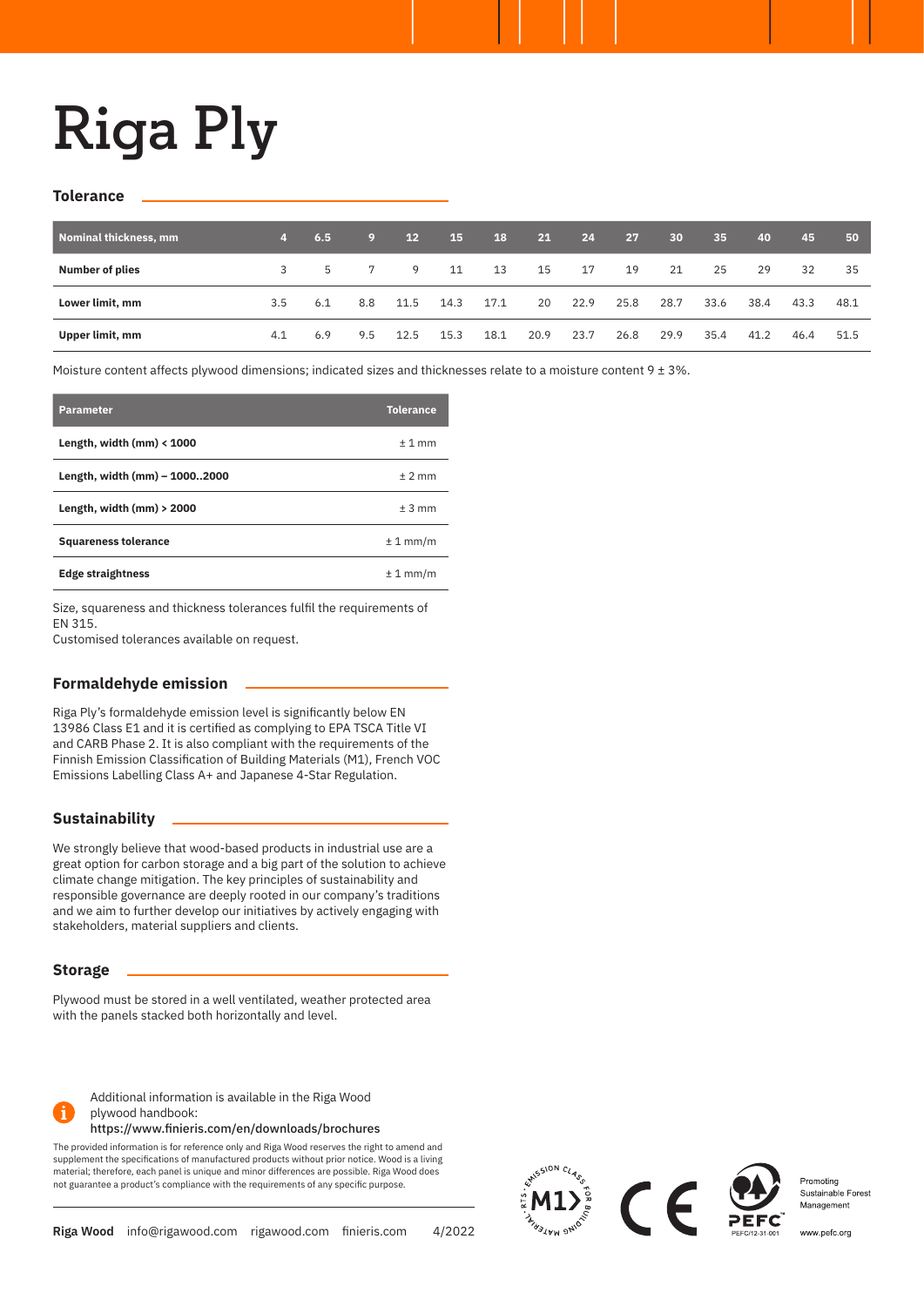# Riga Ply

## Tolerance

| Nominal thickness, mm | 4 | 6.5 | 9 | 12 | 15 | 18 | 21 | 24 | 27 | 30 | 35 | 40 | 45 | 50 |
|---|---|---|---|---|---|---|---|---|---|---|---|---|---|---|
| **Number of plies** | 3 | 5 | 7 | 9 | 11 | 13 | 15 | 17 | 19 | 21 | 25 | 29 | 32 | 35 |
| **Lower limit, mm** | 3.5 | 6.1 | 8.8 | 11.5 | 14.3 | 17.1 | 20 | 22.9 | 25.8 | 28.7 | 33.6 | 38.4 | 43.3 | 48.1 |
| **Upper limit, mm** | 4.1 | 6.9 | 9.5 | 12.5 | 15.3 | 18.1 | 20.9 | 23.7 | 26.8 | 29.9 | 35.4 | 41.2 | 46.4 | 51.5 |

Moisture content affects plywood dimensions; indicated sizes and thicknesses relate to a moisture content 9 ± 3%.

| Parameter | Tolerance |
|---|---|
| **Length, width (mm) < 1000** | ± 1 mm |
| **Length, width (mm) – 1000..2000** | ± 2 mm |
| **Length, width (mm) > 2000** | ± 3 mm |
| **Squareness tolerance** | ± 1 mm/m |
| **Edge straightness** | ± 1 mm/m |

Size, squareness and thickness tolerances fulfil the requirements of EN 315.
Customised tolerances available on request.

## Formaldehyde emission

Riga Ply's formaldehyde emission level is significantly below EN 13986 Class E1 and it is certified as complying to EPA TSCA Title VI and CARB Phase 2. It is also compliant with the requirements of the Finnish Emission Classification of Building Materials (M1), French VOC Emissions Labelling Class A+ and Japanese 4-Star Regulation.

## Sustainability

We strongly believe that wood-based products in industrial use are a great option for carbon storage and a big part of the solution to achieve climate change mitigation. The key principles of sustainability and responsible governance are deeply rooted in our company's traditions and we aim to further develop our initiatives by actively engaging with stakeholders, material suppliers and clients.

## Storage

Plywood must be stored in a well ventilated, weather protected area with the panels stacked both horizontally and level.

Additional information is available in the Riga Wood plywood handbook:
https://www.finieris.com/en/downloads/brochures

The provided information is for reference only and Riga Wood reserves the right to amend and supplement the specifications of manufactured products without prior notice. Wood is a living material; therefore, each panel is unique and minor differences are possible. Riga Wood does not guarantee a product's compliance with the requirements of any specific purpose.

**Riga Wood** info@rigawood.com rigawood.com finieris.com 4/2022

RTS · EMISSION CLASS FOR BUILDING MATERIAL M1

CE

PEFC PEFC/12-31-001 Promoting Sustainable Forest Management www.pefc.org